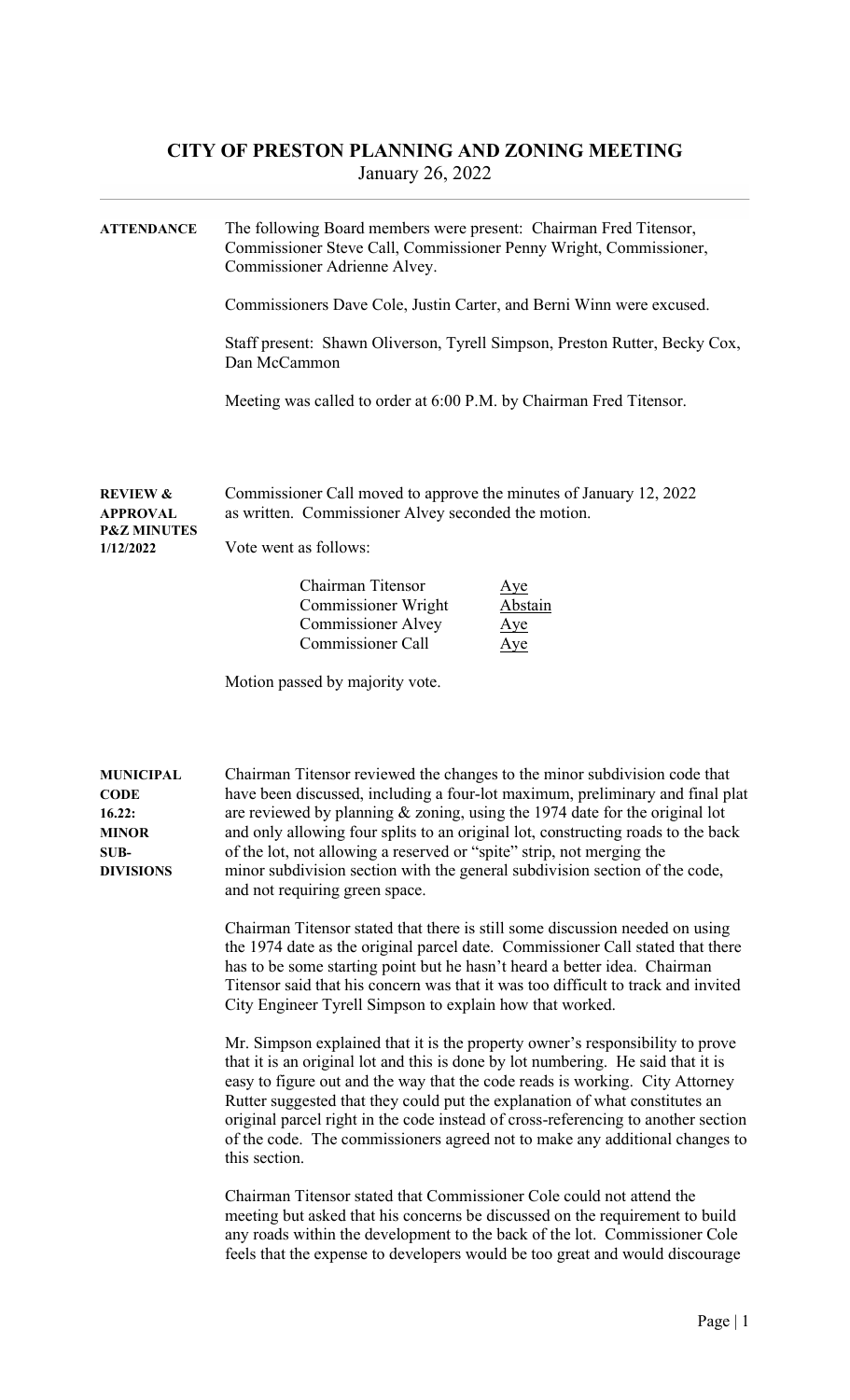# CITY OF PRESTON PLANNING AND ZONING MEETING

January 26, 2022

**ATTENDANCE**

The following Board members were present: Chairman Fred Titensor, Commissioner Steve Call, Commissioner Penny Wright, Commissioner, Commissioner Adrienne Alvey.

Commissioners Dave Cole, Justin Carter, and Berni Winn were excused.

Staff present: Shawn Oliverson, Tyrell Simpson, Preston Rutter, Becky Cox, Dan McCammon

Meeting was called to order at 6:00 P.M. by Chairman Fred Titensor.

**REVIEW & APPROVAL P&Z MINUTES 1/12/2022**

Commissioner Call moved to approve the minutes of January 12, 2022 as written. Commissioner Alvey seconded the motion.

Vote went as follows:

| | |
|---|---|
| Chairman Titensor | Aye |
| Commissioner Wright | Abstain |
| Commissioner Alvey | Aye |
| Commissioner Call | Aye |

Motion passed by majority vote.

**MUNICIPAL CODE 16.22: MINOR SUB-DIVISIONS**

Chairman Titensor reviewed the changes to the minor subdivision code that have been discussed, including a four-lot maximum, preliminary and final plat are reviewed by planning & zoning, using the 1974 date for the original lot and only allowing four splits to an original lot, constructing roads to the back of the lot, not allowing a reserved or "spite" strip, not merging the minor subdivision section with the general subdivision section of the code, and not requiring green space.

Chairman Titensor stated that there is still some discussion needed on using the 1974 date as the original parcel date. Commissioner Call stated that there has to be some starting point but he hasn't heard a better idea. Chairman Titensor said that his concern was that it was too difficult to track and invited City Engineer Tyrell Simpson to explain how that worked.

Mr. Simpson explained that it is the property owner's responsibility to prove that it is an original lot and this is done by lot numbering. He said that it is easy to figure out and the way that the code reads is working. City Attorney Rutter suggested that they could put the explanation of what constitutes an original parcel right in the code instead of cross-referencing to another section of the code. The commissioners agreed not to make any additional changes to this section.

Chairman Titensor stated that Commissioner Cole could not attend the meeting but asked that his concerns be discussed on the requirement to build any roads within the development to the back of the lot. Commissioner Cole feels that the expense to developers would be too great and would discourage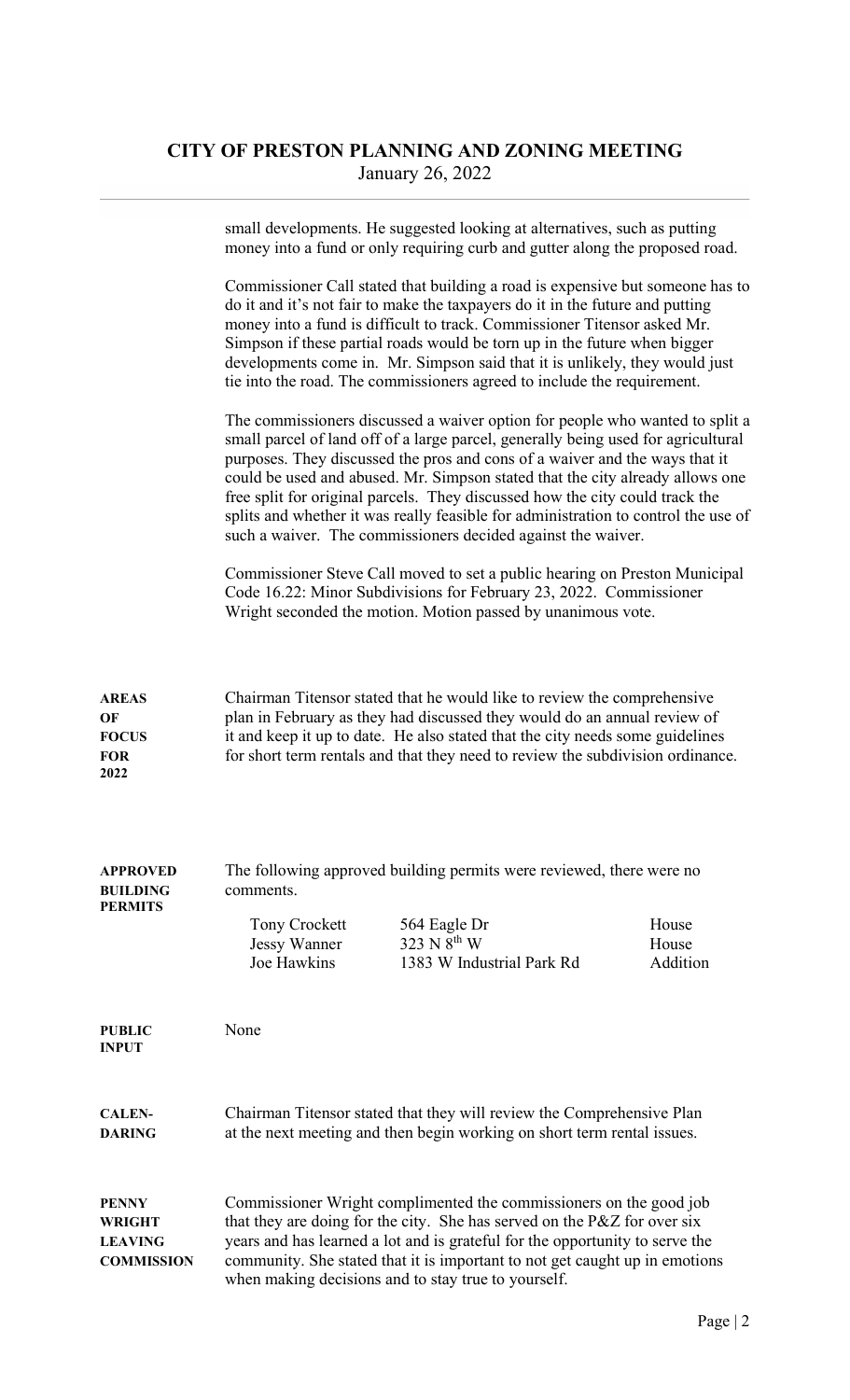# CITY OF PRESTON PLANNING AND ZONING MEETING

January 26, 2022

small developments. He suggested looking at alternatives, such as putting money into a fund or only requiring curb and gutter along the proposed road.

Commissioner Call stated that building a road is expensive but someone has to do it and it's not fair to make the taxpayers do it in the future and putting money into a fund is difficult to track. Commissioner Titensor asked Mr. Simpson if these partial roads would be torn up in the future when bigger developments come in. Mr. Simpson said that it is unlikely, they would just tie into the road. The commissioners agreed to include the requirement.

The commissioners discussed a waiver option for people who wanted to split a small parcel of land off of a large parcel, generally being used for agricultural purposes. They discussed the pros and cons of a waiver and the ways that it could be used and abused. Mr. Simpson stated that the city already allows one free split for original parcels. They discussed how the city could track the splits and whether it was really feasible for administration to control the use of such a waiver. The commissioners decided against the waiver.

Commissioner Steve Call moved to set a public hearing on Preston Municipal Code 16.22: Minor Subdivisions for February 23, 2022. Commissioner Wright seconded the motion. Motion passed by unanimous vote.

**AREAS OF FOCUS FOR 2022**

Chairman Titensor stated that he would like to review the comprehensive plan in February as they had discussed they would do an annual review of it and keep it up to date. He also stated that the city needs some guidelines for short term rentals and that they need to review the subdivision ordinance.

**APPROVED BUILDING PERMITS**

The following approved building permits were reviewed, there were no comments.

| | | |
|---|---|---|
| Tony Crockett | 564 Eagle Dr | House |
| Jessy Wanner | 323 N 8th W | House |
| Joe Hawkins | 1383 W Industrial Park Rd | Addition |

**PUBLIC INPUT**

None

**CALENDARING**

Chairman Titensor stated that they will review the Comprehensive Plan at the next meeting and then begin working on short term rental issues.

**PENNY WRIGHT LEAVING COMMISSION**

Commissioner Wright complimented the commissioners on the good job that they are doing for the city. She has served on the P&Z for over six years and has learned a lot and is grateful for the opportunity to serve the community. She stated that it is important to not get caught up in emotions when making decisions and to stay true to yourself.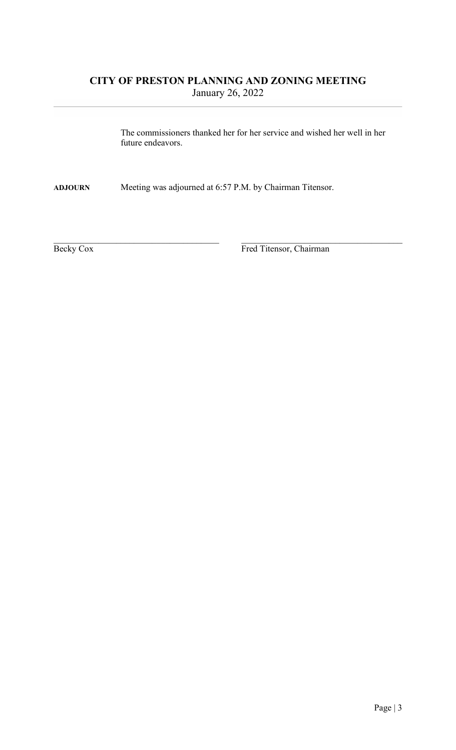The commissioners thanked her for her service and wished her well in her future endeavors.

**ADJOURN** Meeting was adjourned at 6:57 P.M. by Chairman Titensor.

\_\_\_\_\_\_\_\_\_\_\_\_\_\_\_\_\_\_\_\_\_\_\_\_\_\_\_\_\_\_\_\_\_\_\_\_
Becky Cox

\_\_\_\_\_\_\_\_\_\_\_\_\_\_\_\_\_\_\_\_\_\_\_\_\_\_\_\_\_\_\_\_\_\_\_\_
Fred Titensor, Chairman